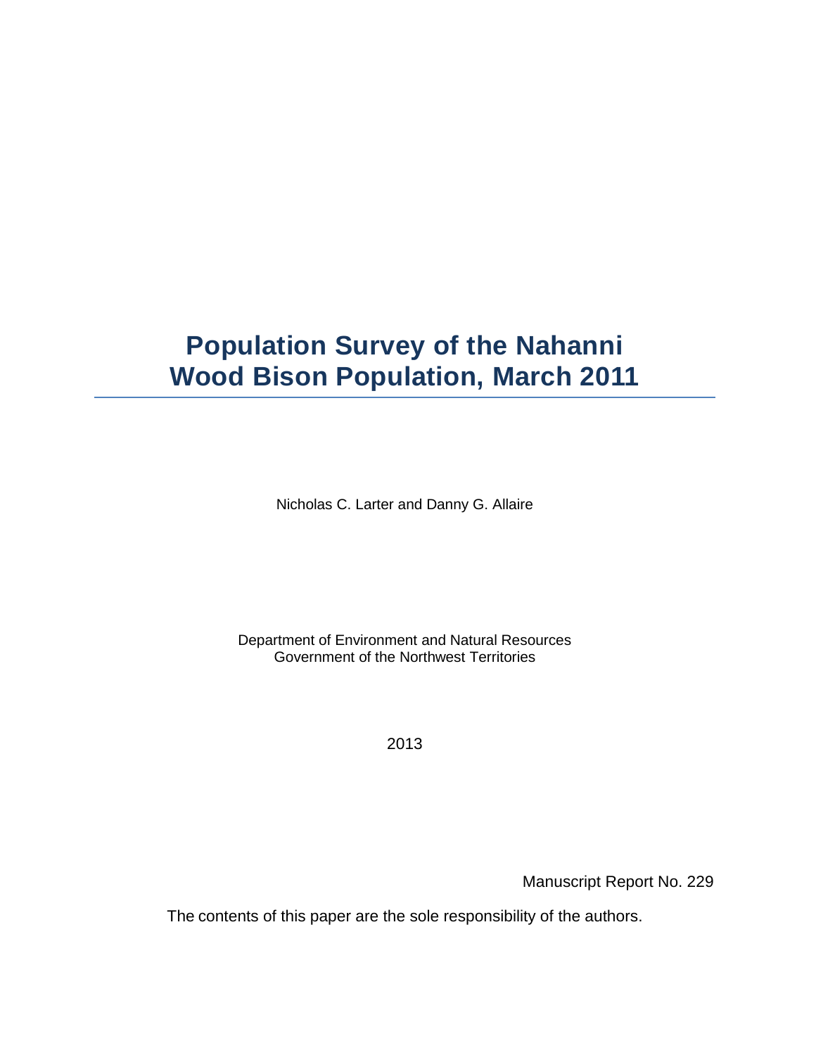# Population Survey of the Nahanni Wood Bison Population, March 2011

Nicholas C. Larter and Danny G. Allaire

Department of Environment and Natural Resources
Government of the Northwest Territories

2013

Manuscript Report No. 229

The contents of this paper are the sole responsibility of the authors.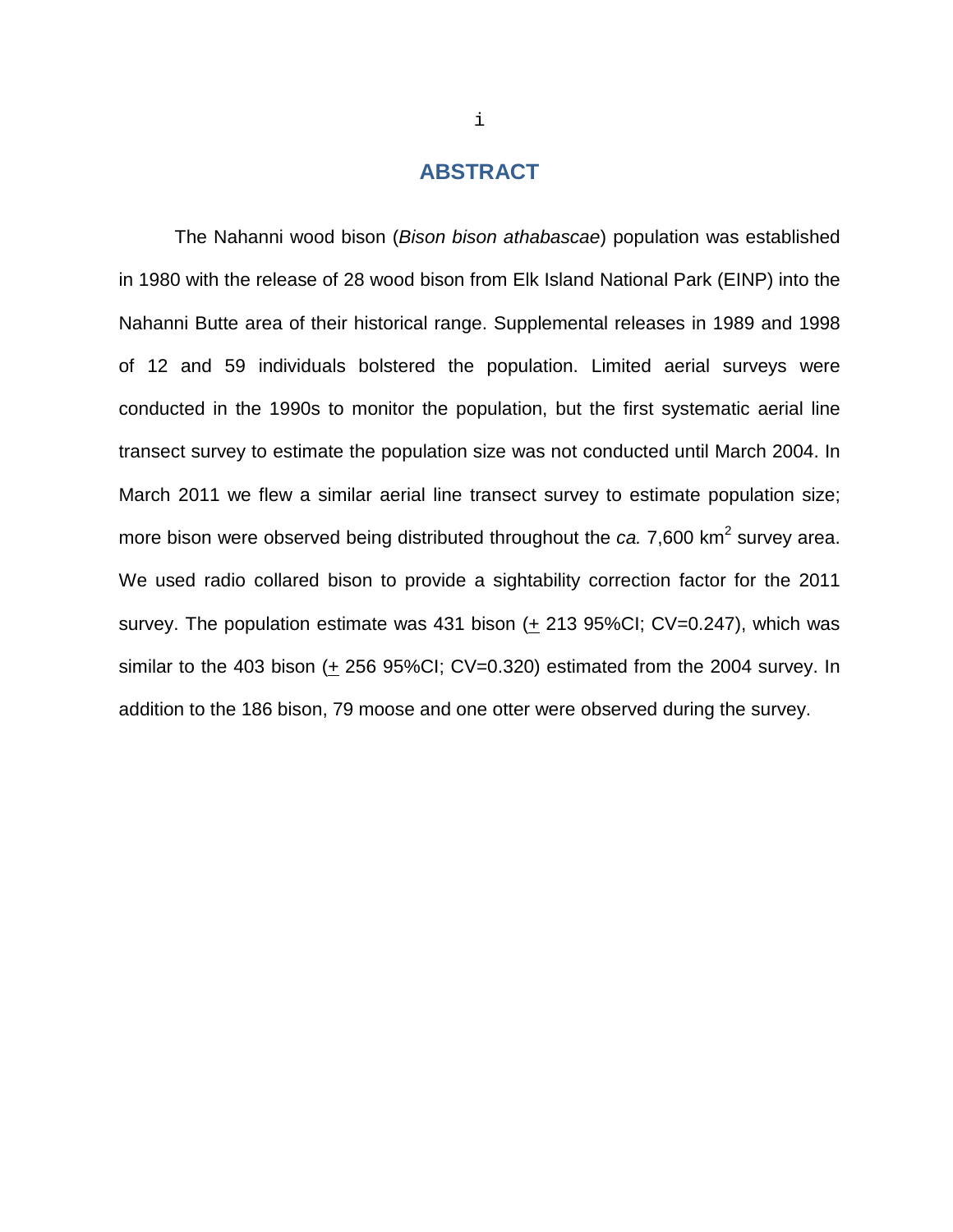# ABSTRACT

The Nahanni wood bison (*Bison bison athabascae*) population was established in 1980 with the release of 28 wood bison from Elk Island National Park (EINP) into the Nahanni Butte area of their historical range. Supplemental releases in 1989 and 1998 of 12 and 59 individuals bolstered the population. Limited aerial surveys were conducted in the 1990s to monitor the population, but the first systematic aerial line transect survey to estimate the population size was not conducted until March 2004. In March 2011 we flew a similar aerial line transect survey to estimate population size; more bison were observed being distributed throughout the *ca.* 7,600 $km^2$ survey area. We used radio collared bison to provide a sightability correction factor for the 2011 survey. The population estimate was 431 bison ($\pm$ 213 95%CI; CV=0.247), which was similar to the 403 bison ($\pm$ 256 95%CI; CV=0.320) estimated from the 2004 survey. In addition to the 186 bison, 79 moose and one otter were observed during the survey.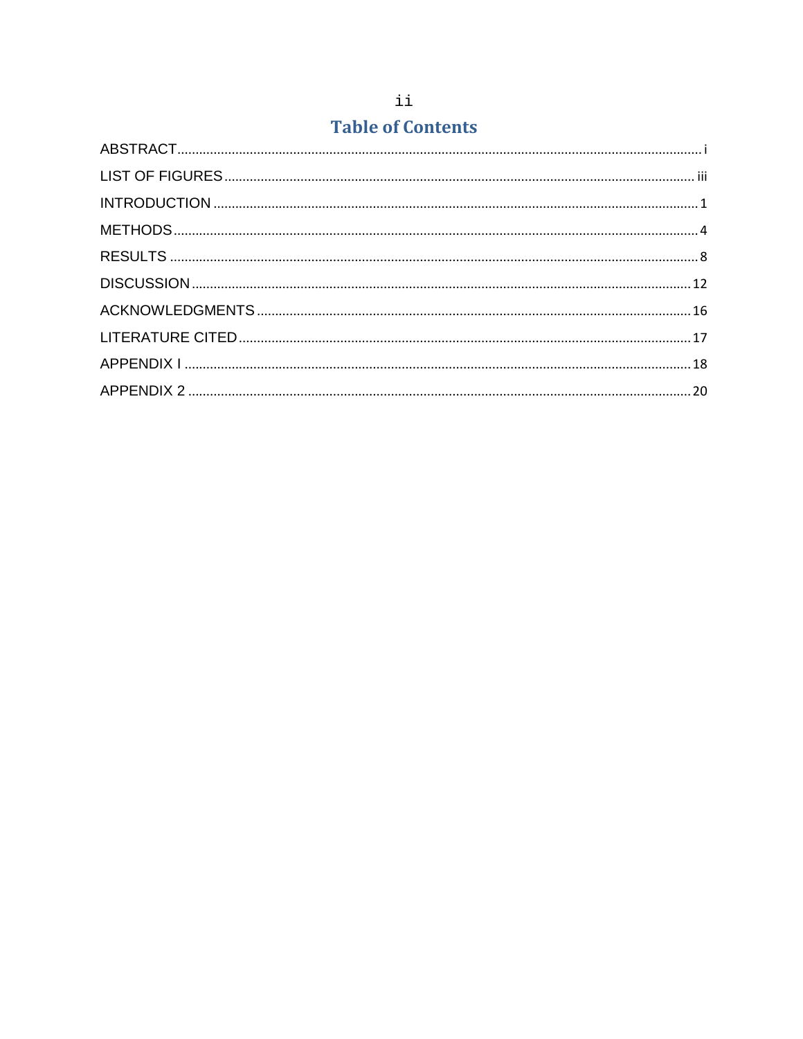# Table of Contents

ABSTRACT ..... i

LIST OF FIGURES ..... iii

INTRODUCTION ..... 1

METHODS ..... 4

RESULTS ..... 8

DISCUSSION ..... 12

ACKNOWLEDGMENTS ..... 16

LITERATURE CITED ..... 17

APPENDIX I ..... 18

APPENDIX 2 ..... 20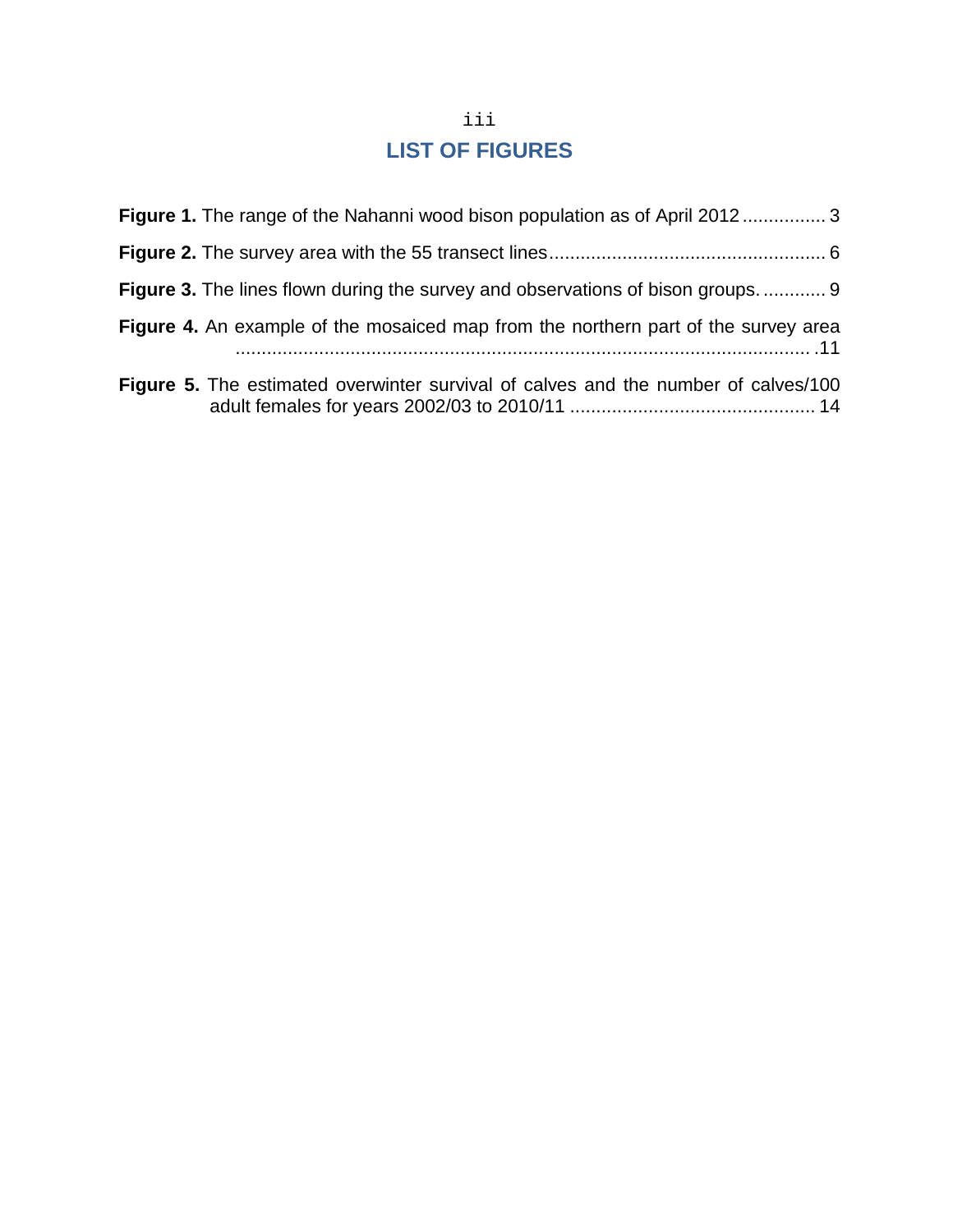# LIST OF FIGURES

**Figure 1.** The range of the Nahanni wood bison population as of April 2012 ................ 3

**Figure 2.** The survey area with the 55 transect lines..................................................... 6

**Figure 3.** The lines flown during the survey and observations of bison groups. ............ 9

**Figure 4.** An example of the mosaiced map from the northern part of the survey area ............................................................................................................. .11

**Figure 5.** The estimated overwinter survival of calves and the number of calves/100 adult females for years 2002/03 to 2010/11 .............................................. 14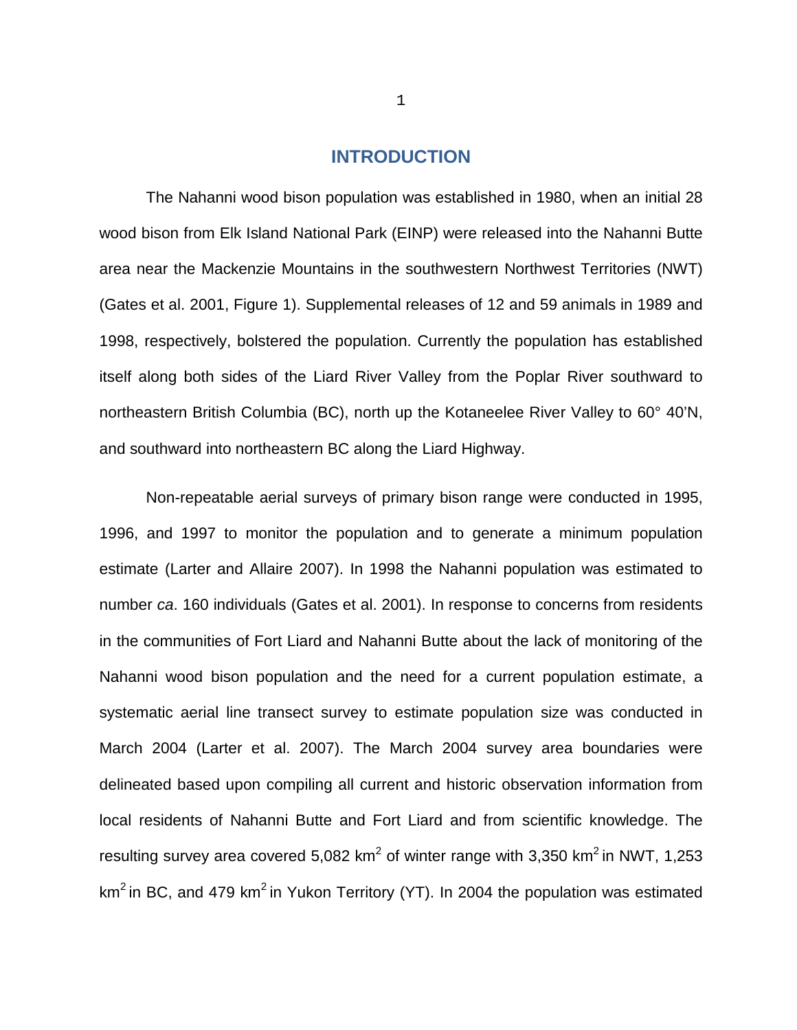# INTRODUCTION

The Nahanni wood bison population was established in 1980, when an initial 28 wood bison from Elk Island National Park (EINP) were released into the Nahanni Butte area near the Mackenzie Mountains in the southwestern Northwest Territories (NWT) (Gates et al. 2001, Figure 1). Supplemental releases of 12 and 59 animals in 1989 and 1998, respectively, bolstered the population. Currently the population has established itself along both sides of the Liard River Valley from the Poplar River southward to northeastern British Columbia (BC), north up the Kotaneelee River Valley to 60° 40'N, and southward into northeastern BC along the Liard Highway.

Non-repeatable aerial surveys of primary bison range were conducted in 1995, 1996, and 1997 to monitor the population and to generate a minimum population estimate (Larter and Allaire 2007). In 1998 the Nahanni population was estimated to number *ca*. 160 individuals (Gates et al. 2001). In response to concerns from residents in the communities of Fort Liard and Nahanni Butte about the lack of monitoring of the Nahanni wood bison population and the need for a current population estimate, a systematic aerial line transect survey to estimate population size was conducted in March 2004 (Larter et al. 2007). The March 2004 survey area boundaries were delineated based upon compiling all current and historic observation information from local residents of Nahanni Butte and Fort Liard and from scientific knowledge. The resulting survey area covered 5,082 km$^2$ of winter range with 3,350 km$^2$ in NWT, 1,253 km$^2$ in BC, and 479 km$^2$ in Yukon Territory (YT). In 2004 the population was estimated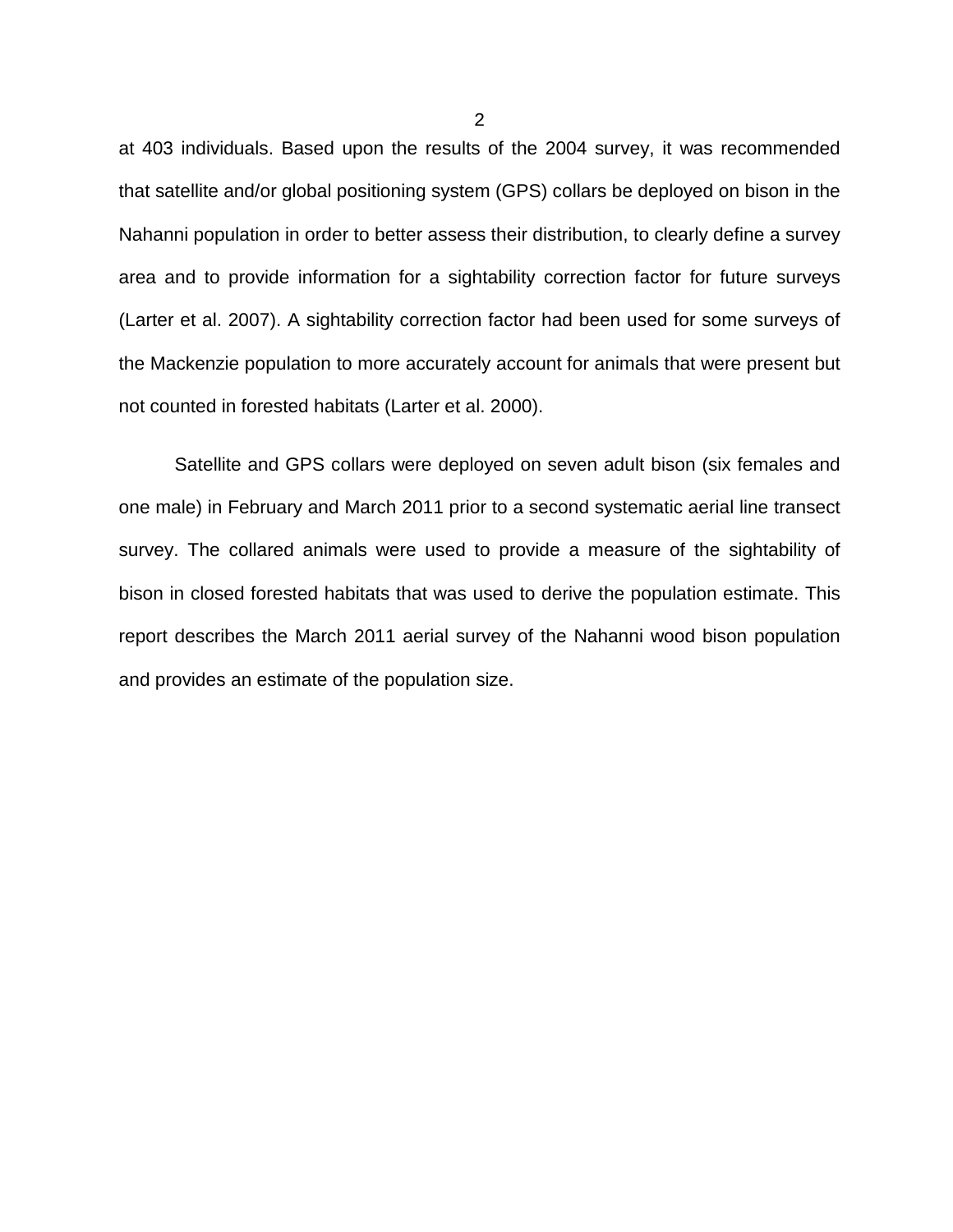at 403 individuals. Based upon the results of the 2004 survey, it was recommended that satellite and/or global positioning system (GPS) collars be deployed on bison in the Nahanni population in order to better assess their distribution, to clearly define a survey area and to provide information for a sightability correction factor for future surveys (Larter et al. 2007). A sightability correction factor had been used for some surveys of the Mackenzie population to more accurately account for animals that were present but not counted in forested habitats (Larter et al. 2000).

Satellite and GPS collars were deployed on seven adult bison (six females and one male) in February and March 2011 prior to a second systematic aerial line transect survey. The collared animals were used to provide a measure of the sightability of bison in closed forested habitats that was used to derive the population estimate. This report describes the March 2011 aerial survey of the Nahanni wood bison population and provides an estimate of the population size.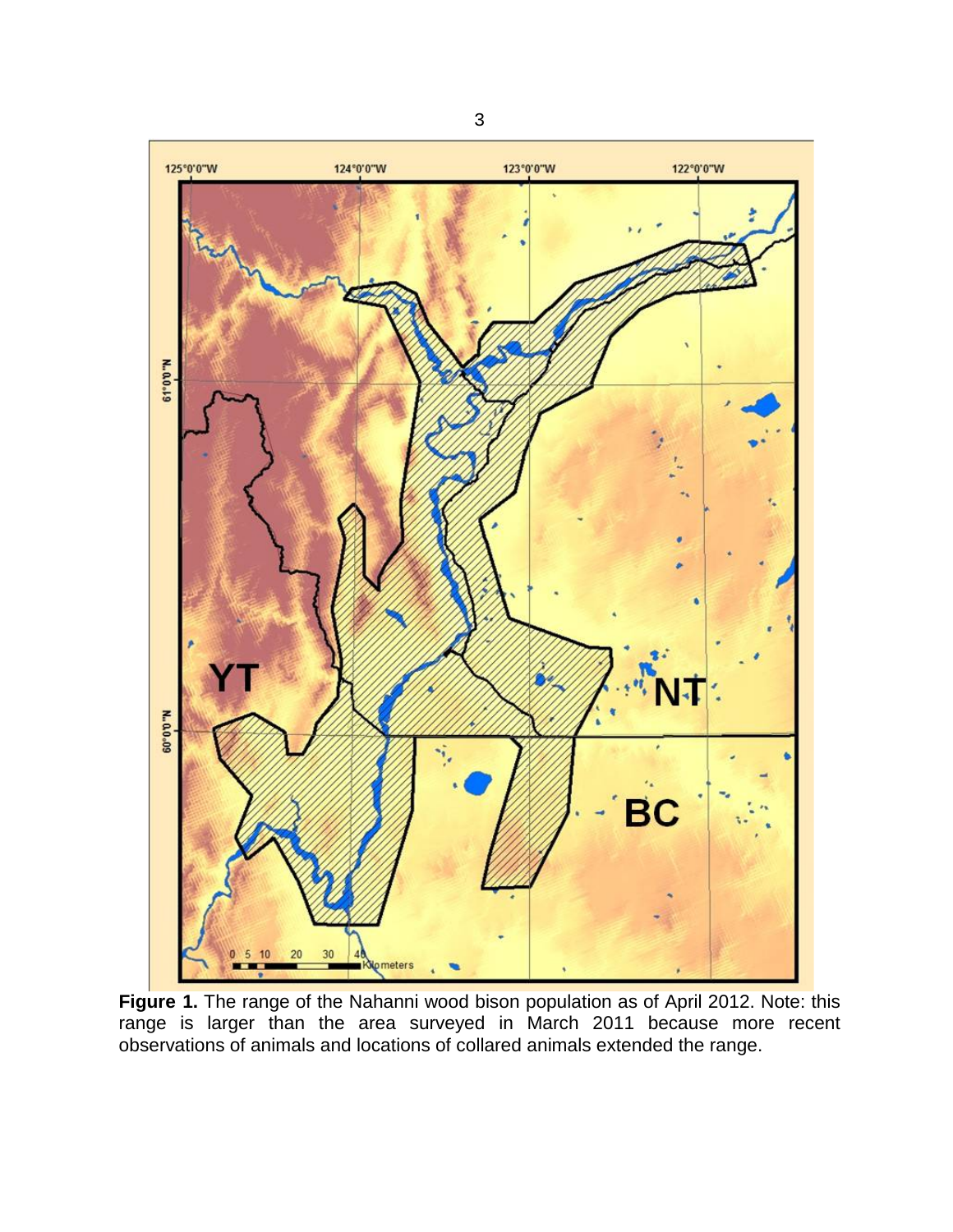**Figure 1.** The range of the Nahanni wood bison population as of April 2012. Note: this range is larger than the area surveyed in March 2011 because more recent observations of animals and locations of collared animals extended the range.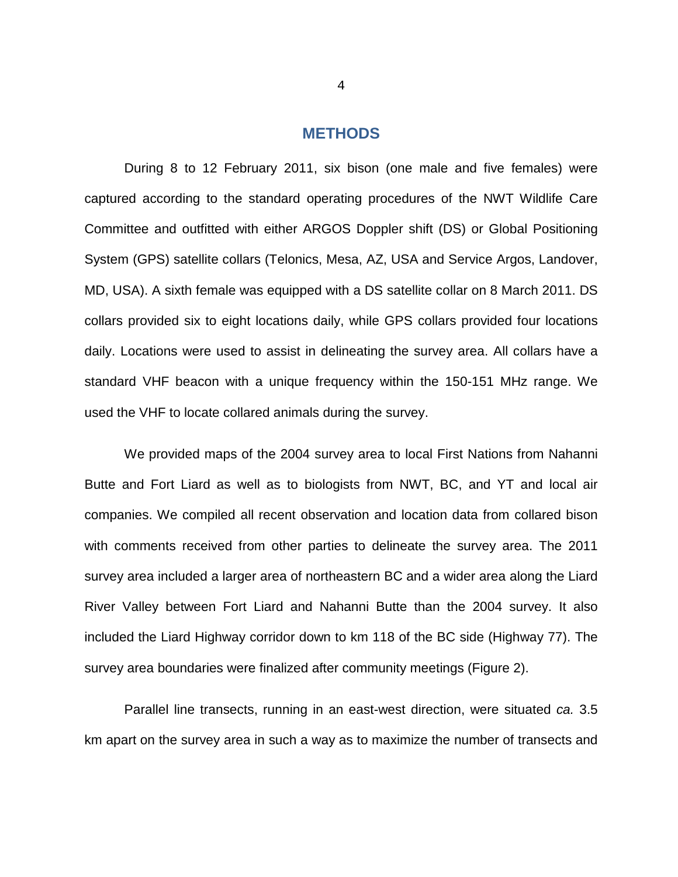# METHODS

During 8 to 12 February 2011, six bison (one male and five females) were captured according to the standard operating procedures of the NWT Wildlife Care Committee and outfitted with either ARGOS Doppler shift (DS) or Global Positioning System (GPS) satellite collars (Telonics, Mesa, AZ, USA and Service Argos, Landover, MD, USA). A sixth female was equipped with a DS satellite collar on 8 March 2011. DS collars provided six to eight locations daily, while GPS collars provided four locations daily. Locations were used to assist in delineating the survey area. All collars have a standard VHF beacon with a unique frequency within the 150-151 MHz range. We used the VHF to locate collared animals during the survey.

We provided maps of the 2004 survey area to local First Nations from Nahanni Butte and Fort Liard as well as to biologists from NWT, BC, and YT and local air companies. We compiled all recent observation and location data from collared bison with comments received from other parties to delineate the survey area. The 2011 survey area included a larger area of northeastern BC and a wider area along the Liard River Valley between Fort Liard and Nahanni Butte than the 2004 survey. It also included the Liard Highway corridor down to km 118 of the BC side (Highway 77). The survey area boundaries were finalized after community meetings (Figure 2).

Parallel line transects, running in an east-west direction, were situated *ca.* 3.5 km apart on the survey area in such a way as to maximize the number of transects and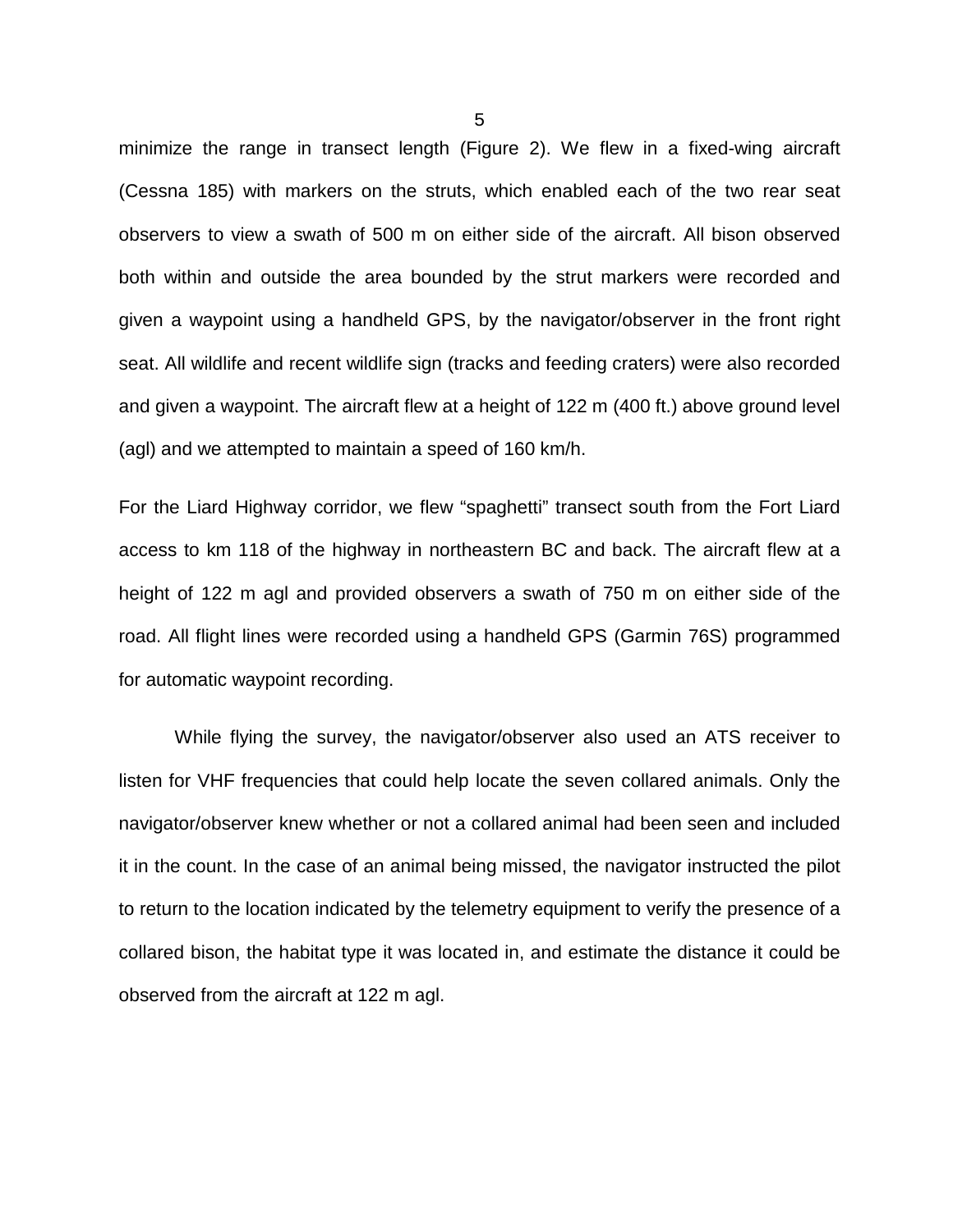minimize the range in transect length (Figure 2). We flew in a fixed-wing aircraft (Cessna 185) with markers on the struts, which enabled each of the two rear seat observers to view a swath of 500 m on either side of the aircraft. All bison observed both within and outside the area bounded by the strut markers were recorded and given a waypoint using a handheld GPS, by the navigator/observer in the front right seat. All wildlife and recent wildlife sign (tracks and feeding craters) were also recorded and given a waypoint. The aircraft flew at a height of 122 m (400 ft.) above ground level (agl) and we attempted to maintain a speed of 160 km/h.

For the Liard Highway corridor, we flew "spaghetti" transect south from the Fort Liard access to km 118 of the highway in northeastern BC and back. The aircraft flew at a height of 122 m agl and provided observers a swath of 750 m on either side of the road. All flight lines were recorded using a handheld GPS (Garmin 76S) programmed for automatic waypoint recording.

While flying the survey, the navigator/observer also used an ATS receiver to listen for VHF frequencies that could help locate the seven collared animals. Only the navigator/observer knew whether or not a collared animal had been seen and included it in the count. In the case of an animal being missed, the navigator instructed the pilot to return to the location indicated by the telemetry equipment to verify the presence of a collared bison, the habitat type it was located in, and estimate the distance it could be observed from the aircraft at 122 m agl.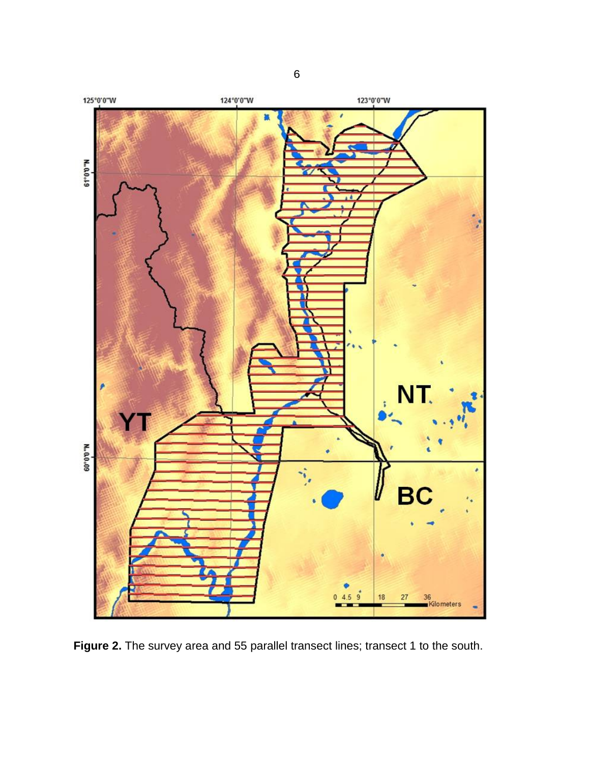**Figure 2.** The survey area and 55 parallel transect lines; transect 1 to the south.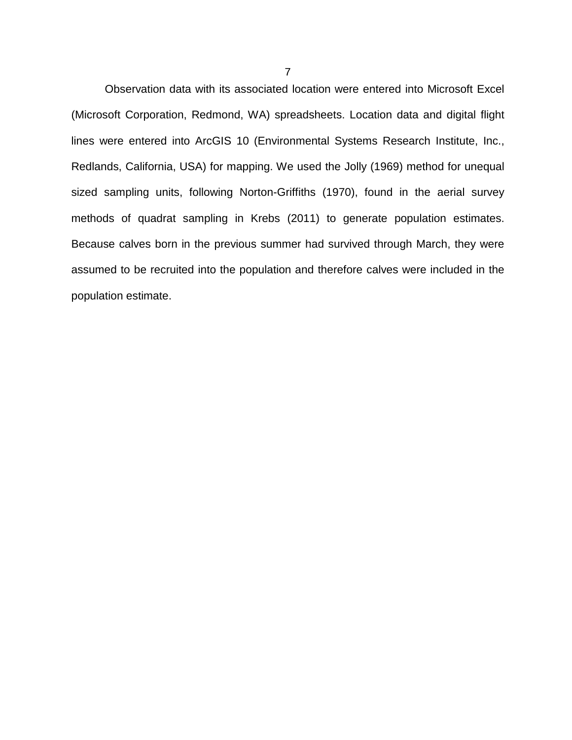Observation data with its associated location were entered into Microsoft Excel (Microsoft Corporation, Redmond, WA) spreadsheets. Location data and digital flight lines were entered into ArcGIS 10 (Environmental Systems Research Institute, Inc., Redlands, California, USA) for mapping. We used the Jolly (1969) method for unequal sized sampling units, following Norton-Griffiths (1970), found in the aerial survey methods of quadrat sampling in Krebs (2011) to generate population estimates. Because calves born in the previous summer had survived through March, they were assumed to be recruited into the population and therefore calves were included in the population estimate.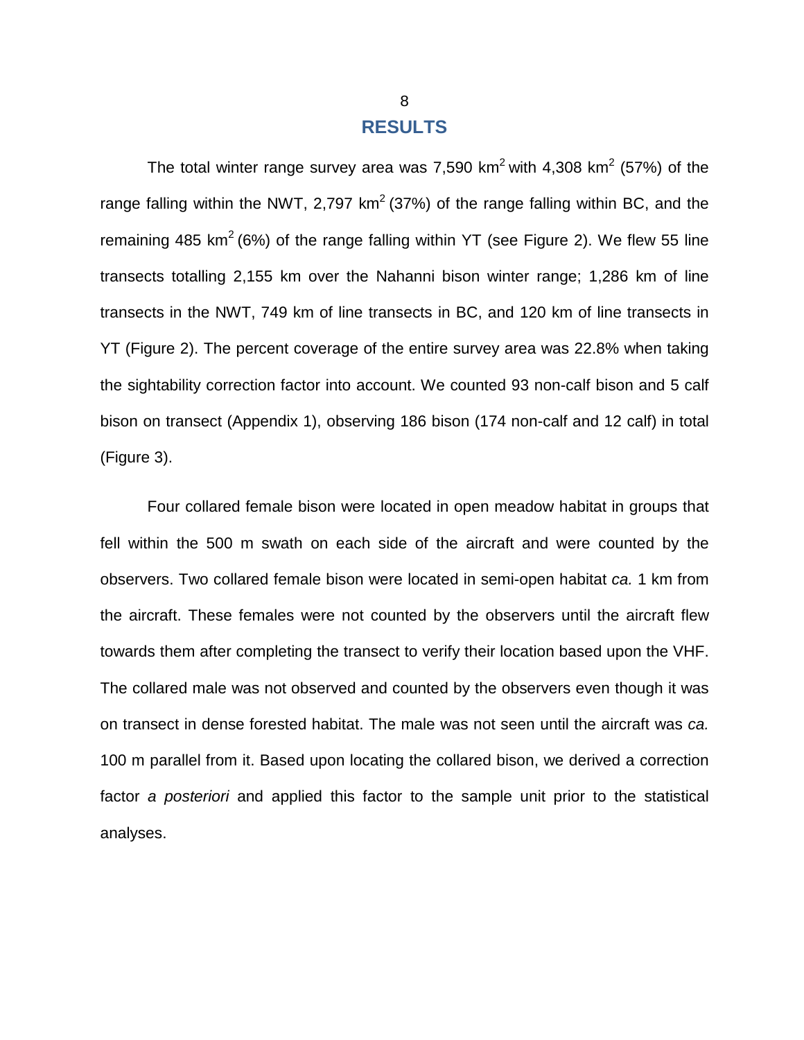# RESULTS

The total winter range survey area was 7,590 km$^2$ with 4,308 km$^2$ (57%) of the range falling within the NWT, 2,797 km$^2$ (37%) of the range falling within BC, and the remaining 485 km$^2$ (6%) of the range falling within YT (see Figure 2). We flew 55 line transects totalling 2,155 km over the Nahanni bison winter range; 1,286 km of line transects in the NWT, 749 km of line transects in BC, and 120 km of line transects in YT (Figure 2). The percent coverage of the entire survey area was 22.8% when taking the sightability correction factor into account. We counted 93 non-calf bison and 5 calf bison on transect (Appendix 1), observing 186 bison (174 non-calf and 12 calf) in total (Figure 3).

Four collared female bison were located in open meadow habitat in groups that fell within the 500 m swath on each side of the aircraft and were counted by the observers. Two collared female bison were located in semi-open habitat *ca.* 1 km from the aircraft. These females were not counted by the observers until the aircraft flew towards them after completing the transect to verify their location based upon the VHF. The collared male was not observed and counted by the observers even though it was on transect in dense forested habitat. The male was not seen until the aircraft was *ca.* 100 m parallel from it. Based upon locating the collared bison, we derived a correction factor *a posteriori* and applied this factor to the sample unit prior to the statistical analyses.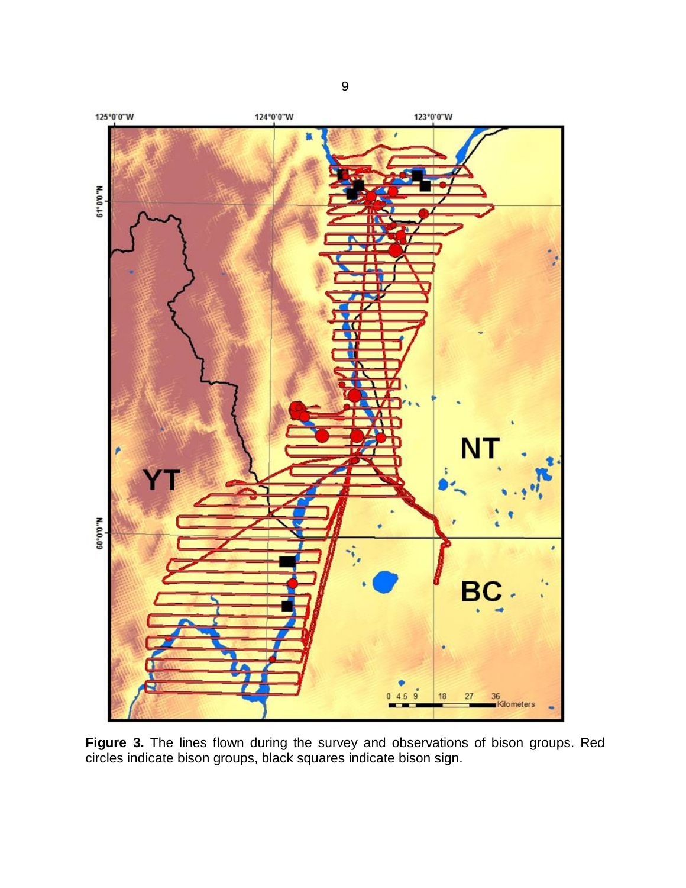**Figure 3.** The lines flown during the survey and observations of bison groups. Red circles indicate bison groups, black squares indicate bison sign.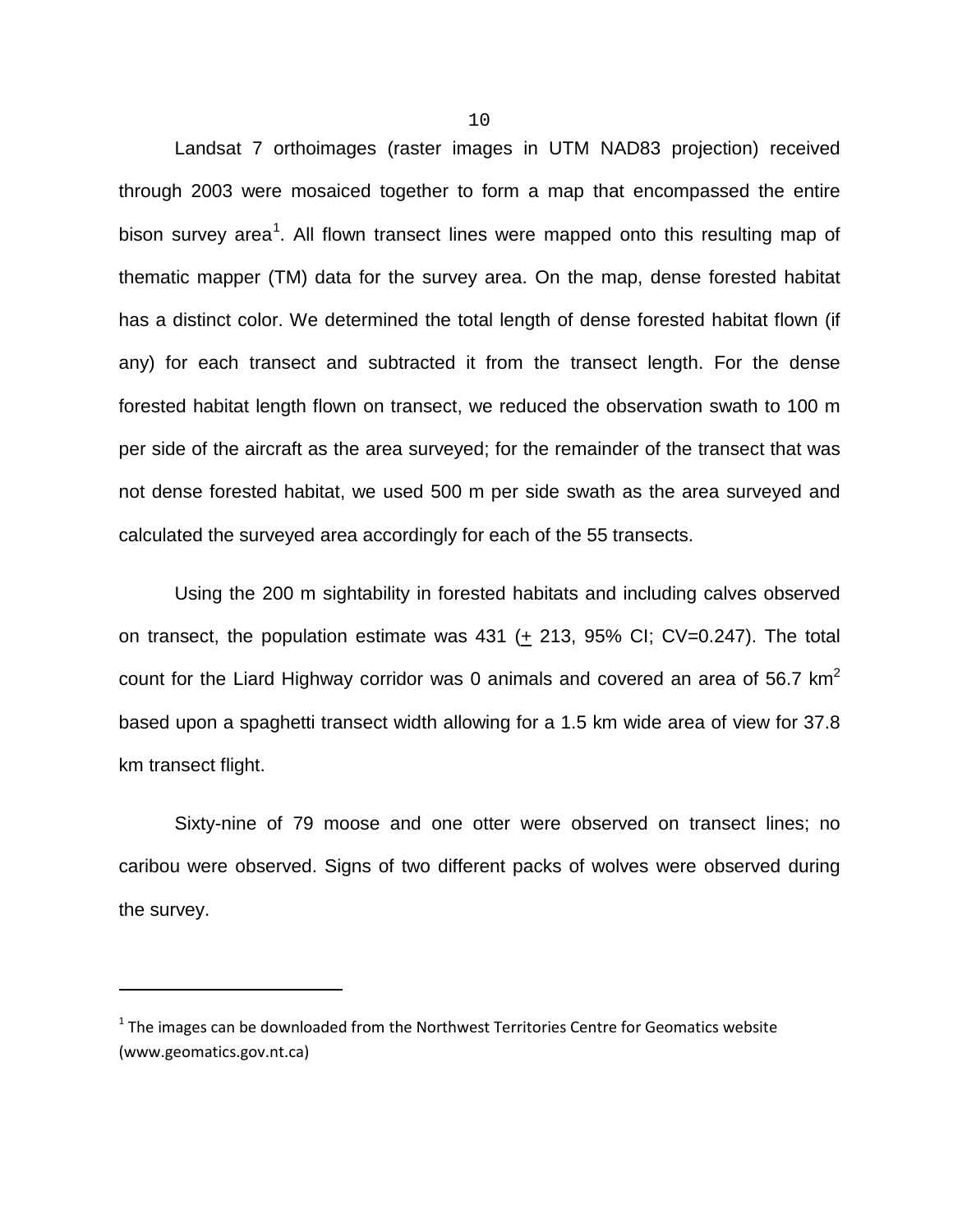Landsat 7 orthoimages (raster images in UTM NAD83 projection) received through 2003 were mosaiced together to form a map that encompassed the entire bison survey area[1]. All flown transect lines were mapped onto this resulting map of thematic mapper (TM) data for the survey area. On the map, dense forested habitat has a distinct color. We determined the total length of dense forested habitat flown (if any) for each transect and subtracted it from the transect length. For the dense forested habitat length flown on transect, we reduced the observation swath to 100 m per side of the aircraft as the area surveyed; for the remainder of the transect that was not dense forested habitat, we used 500 m per side swath as the area surveyed and calculated the surveyed area accordingly for each of the 55 transects.

Using the 200 m sightability in forested habitats and including calves observed on transect, the population estimate was 431 (± 213, 95% CI; CV=0.247). The total count for the Liard Highway corridor was 0 animals and covered an area of 56.7 $km^2$ based upon a spaghetti transect width allowing for a 1.5 km wide area of view for 37.8 km transect flight.

Sixty-nine of 79 moose and one otter were observed on transect lines; no caribou were observed. Signs of two different packs of wolves were observed during the survey.

---

[1] The images can be downloaded from the Northwest Territories Centre for Geomatics website (www.geomatics.gov.nt.ca)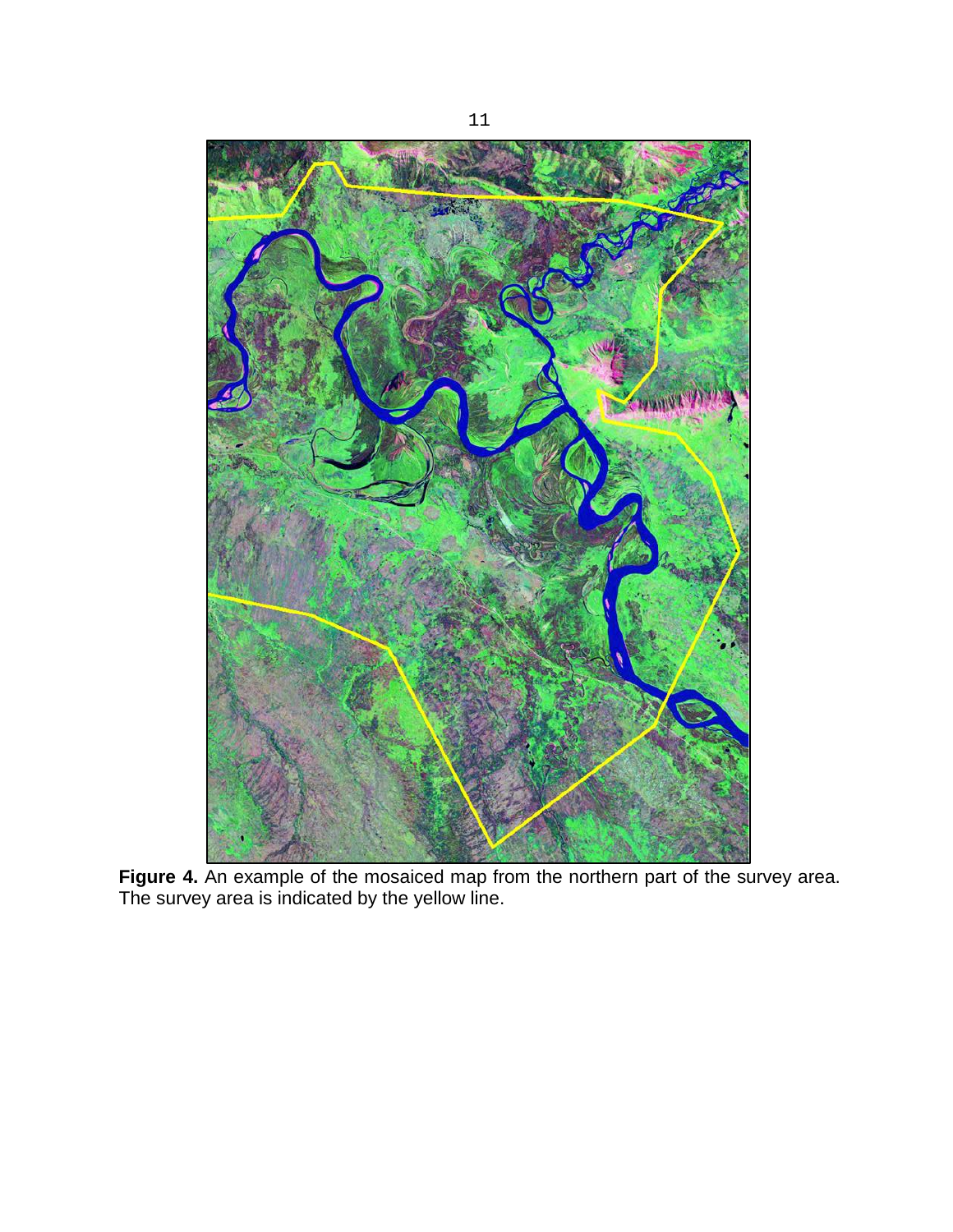**Figure 4.** An example of the mosaiced map from the northern part of the survey area. The survey area is indicated by the yellow line.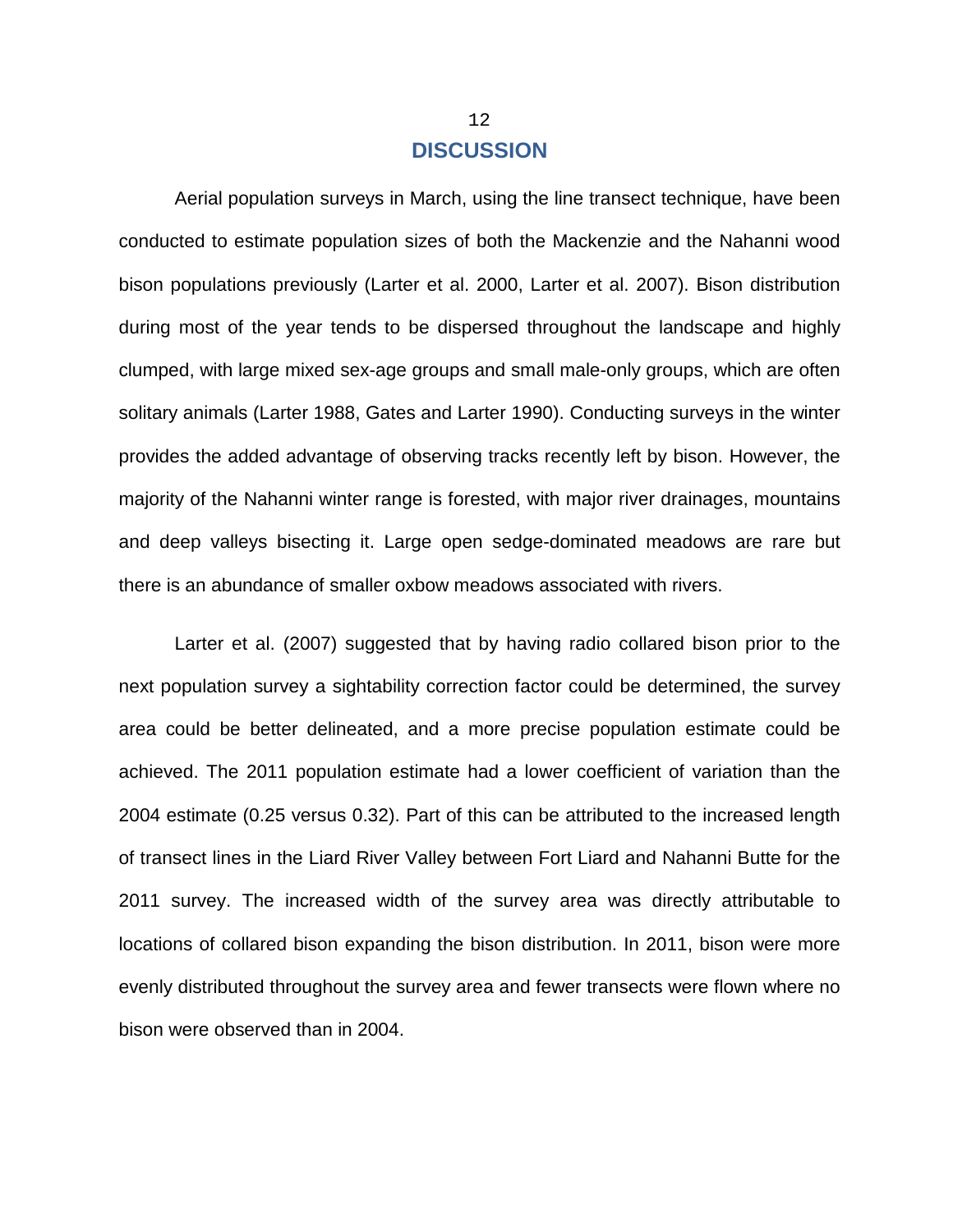# DISCUSSION

Aerial population surveys in March, using the line transect technique, have been conducted to estimate population sizes of both the Mackenzie and the Nahanni wood bison populations previously (Larter et al. 2000, Larter et al. 2007). Bison distribution during most of the year tends to be dispersed throughout the landscape and highly clumped, with large mixed sex-age groups and small male-only groups, which are often solitary animals (Larter 1988, Gates and Larter 1990). Conducting surveys in the winter provides the added advantage of observing tracks recently left by bison. However, the majority of the Nahanni winter range is forested, with major river drainages, mountains and deep valleys bisecting it. Large open sedge-dominated meadows are rare but there is an abundance of smaller oxbow meadows associated with rivers.

Larter et al. (2007) suggested that by having radio collared bison prior to the next population survey a sightability correction factor could be determined, the survey area could be better delineated, and a more precise population estimate could be achieved. The 2011 population estimate had a lower coefficient of variation than the 2004 estimate (0.25 versus 0.32). Part of this can be attributed to the increased length of transect lines in the Liard River Valley between Fort Liard and Nahanni Butte for the 2011 survey. The increased width of the survey area was directly attributable to locations of collared bison expanding the bison distribution. In 2011, bison were more evenly distributed throughout the survey area and fewer transects were flown where no bison were observed than in 2004.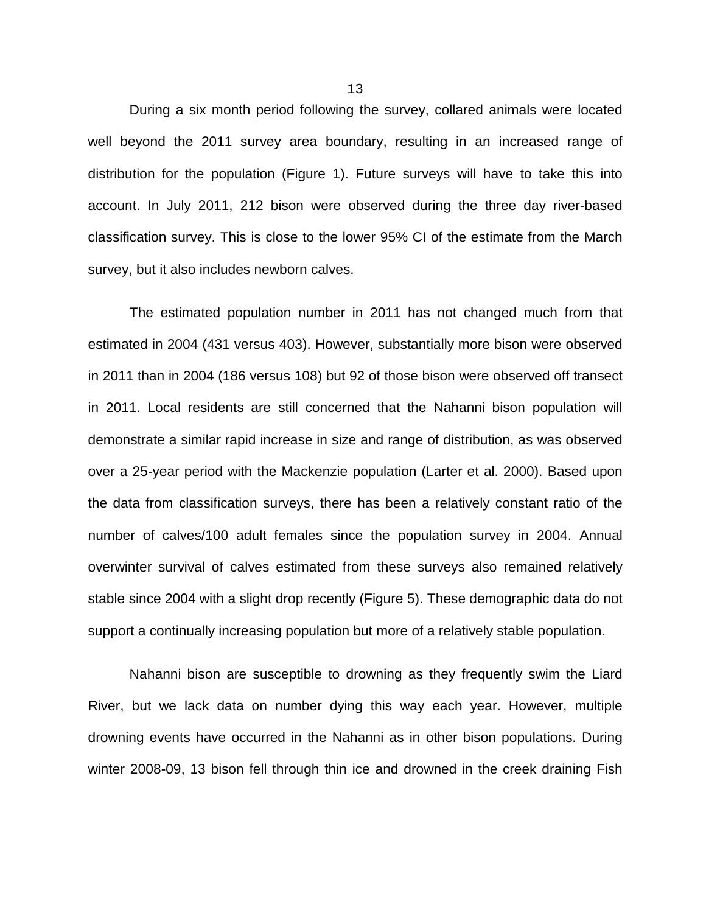During a six month period following the survey, collared animals were located well beyond the 2011 survey area boundary, resulting in an increased range of distribution for the population (Figure 1). Future surveys will have to take this into account. In July 2011, 212 bison were observed during the three day river-based classification survey. This is close to the lower 95% CI of the estimate from the March survey, but it also includes newborn calves.

The estimated population number in 2011 has not changed much from that estimated in 2004 (431 versus 403). However, substantially more bison were observed in 2011 than in 2004 (186 versus 108) but 92 of those bison were observed off transect in 2011. Local residents are still concerned that the Nahanni bison population will demonstrate a similar rapid increase in size and range of distribution, as was observed over a 25-year period with the Mackenzie population (Larter et al. 2000). Based upon the data from classification surveys, there has been a relatively constant ratio of the number of calves/100 adult females since the population survey in 2004. Annual overwinter survival of calves estimated from these surveys also remained relatively stable since 2004 with a slight drop recently (Figure 5). These demographic data do not support a continually increasing population but more of a relatively stable population.

Nahanni bison are susceptible to drowning as they frequently swim the Liard River, but we lack data on number dying this way each year. However, multiple drowning events have occurred in the Nahanni as in other bison populations. During winter 2008-09, 13 bison fell through thin ice and drowned in the creek draining Fish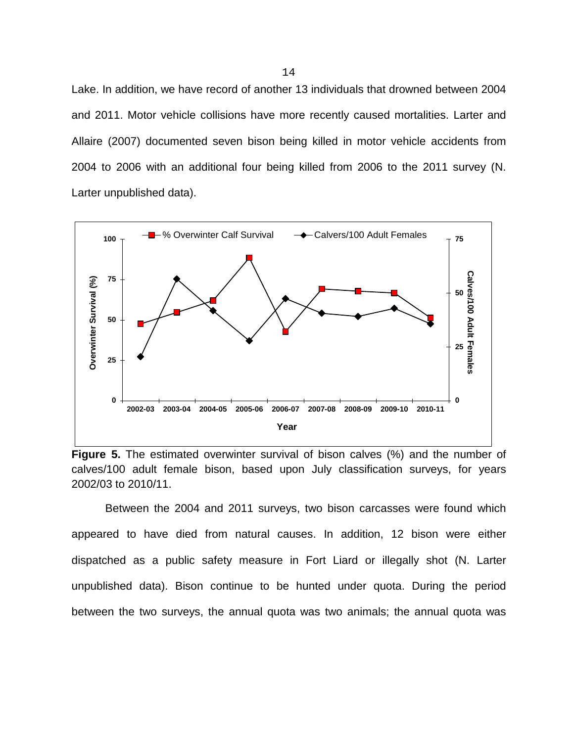Lake. In addition, we have record of another 13 individuals that drowned between 2004 and 2011. Motor vehicle collisions have more recently caused mortalities. Larter and Allaire (2007) documented seven bison being killed in motor vehicle accidents from 2004 to 2006 with an additional four being killed from 2006 to the 2011 survey (N. Larter unpublished data).

**Figure 5.** The estimated overwinter survival of bison calves (%) and the number of calves/100 adult female bison, based upon July classification surveys, for years 2002/03 to 2010/11.

Between the 2004 and 2011 surveys, two bison carcasses were found which appeared to have died from natural causes. In addition, 12 bison were either dispatched as a public safety measure in Fort Liard or illegally shot (N. Larter unpublished data). Bison continue to be hunted under quota. During the period between the two surveys, the annual quota was two animals; the annual quota was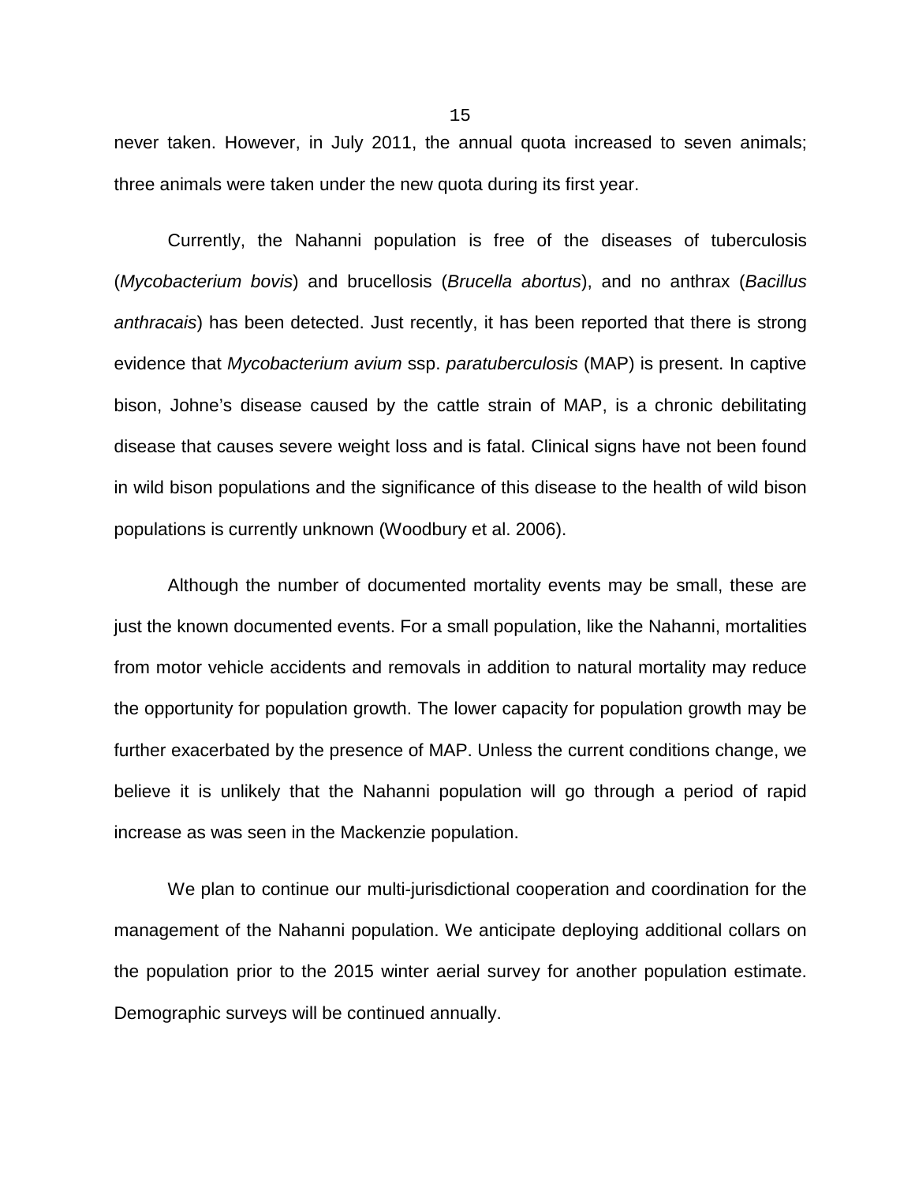never taken. However, in July 2011, the annual quota increased to seven animals; three animals were taken under the new quota during its first year.

Currently, the Nahanni population is free of the diseases of tuberculosis (*Mycobacterium bovis*) and brucellosis (*Brucella abortus*), and no anthrax (*Bacillus anthracais*) has been detected. Just recently, it has been reported that there is strong evidence that *Mycobacterium avium* ssp. *paratuberculosis* (MAP) is present. In captive bison, Johne's disease caused by the cattle strain of MAP, is a chronic debilitating disease that causes severe weight loss and is fatal. Clinical signs have not been found in wild bison populations and the significance of this disease to the health of wild bison populations is currently unknown (Woodbury et al. 2006).

Although the number of documented mortality events may be small, these are just the known documented events. For a small population, like the Nahanni, mortalities from motor vehicle accidents and removals in addition to natural mortality may reduce the opportunity for population growth. The lower capacity for population growth may be further exacerbated by the presence of MAP. Unless the current conditions change, we believe it is unlikely that the Nahanni population will go through a period of rapid increase as was seen in the Mackenzie population.

We plan to continue our multi-jurisdictional cooperation and coordination for the management of the Nahanni population. We anticipate deploying additional collars on the population prior to the 2015 winter aerial survey for another population estimate. Demographic surveys will be continued annually.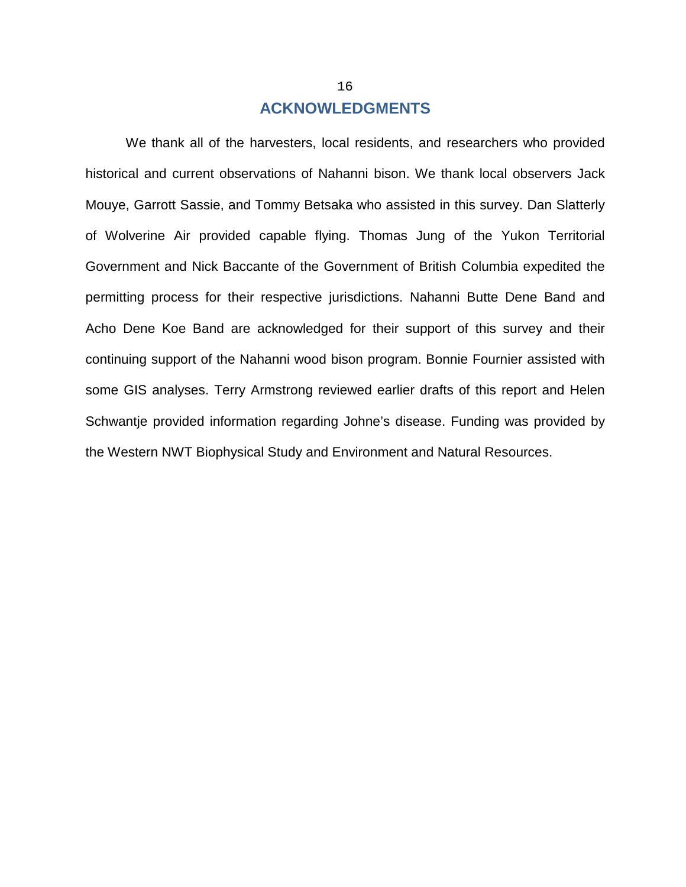# ACKNOWLEDGMENTS

We thank all of the harvesters, local residents, and researchers who provided historical and current observations of Nahanni bison. We thank local observers Jack Mouye, Garrott Sassie, and Tommy Betsaka who assisted in this survey. Dan Slatterly of Wolverine Air provided capable flying. Thomas Jung of the Yukon Territorial Government and Nick Baccante of the Government of British Columbia expedited the permitting process for their respective jurisdictions. Nahanni Butte Dene Band and Acho Dene Koe Band are acknowledged for their support of this survey and their continuing support of the Nahanni wood bison program. Bonnie Fournier assisted with some GIS analyses. Terry Armstrong reviewed earlier drafts of this report and Helen Schwantje provided information regarding Johne's disease. Funding was provided by the Western NWT Biophysical Study and Environment and Natural Resources.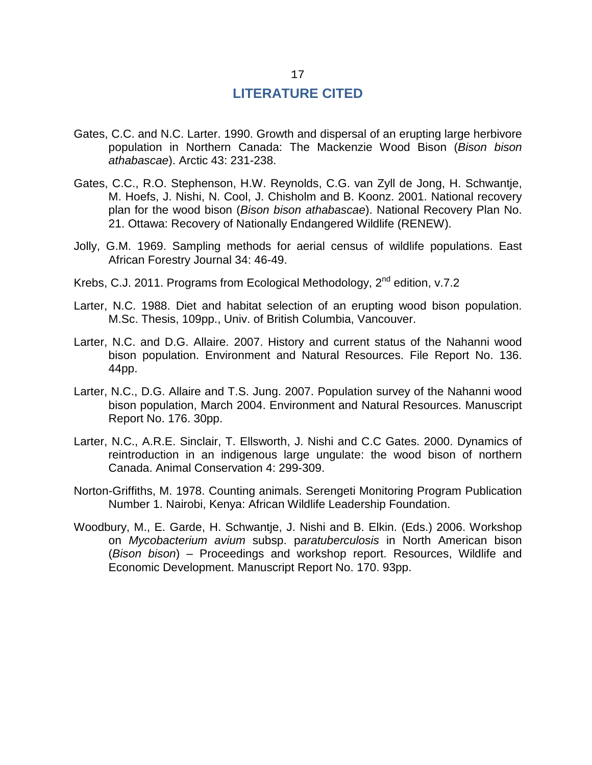# LITERATURE CITED

Gates, C.C. and N.C. Larter. 1990. Growth and dispersal of an erupting large herbivore population in Northern Canada: The Mackenzie Wood Bison (*Bison bison athabascae*). Arctic 43: 231-238.

Gates, C.C., R.O. Stephenson, H.W. Reynolds, C.G. van Zyll de Jong, H. Schwantje, M. Hoefs, J. Nishi, N. Cool, J. Chisholm and B. Koonz. 2001. National recovery plan for the wood bison (*Bison bison athabascae*). National Recovery Plan No. 21. Ottawa: Recovery of Nationally Endangered Wildlife (RENEW).

Jolly, G.M. 1969. Sampling methods for aerial census of wildlife populations. East African Forestry Journal 34: 46-49.

Krebs, C.J. 2011. Programs from Ecological Methodology, 2nd edition, v.7.2

Larter, N.C. 1988. Diet and habitat selection of an erupting wood bison population. M.Sc. Thesis, 109pp., Univ. of British Columbia, Vancouver.

Larter, N.C. and D.G. Allaire. 2007. History and current status of the Nahanni wood bison population. Environment and Natural Resources. File Report No. 136. 44pp.

Larter, N.C., D.G. Allaire and T.S. Jung. 2007. Population survey of the Nahanni wood bison population, March 2004. Environment and Natural Resources. Manuscript Report No. 176. 30pp.

Larter, N.C., A.R.E. Sinclair, T. Ellsworth, J. Nishi and C.C Gates. 2000. Dynamics of reintroduction in an indigenous large ungulate: the wood bison of northern Canada. Animal Conservation 4: 299-309.

Norton-Griffiths, M. 1978. Counting animals. Serengeti Monitoring Program Publication Number 1. Nairobi, Kenya: African Wildlife Leadership Foundation.

Woodbury, M., E. Garde, H. Schwantje, J. Nishi and B. Elkin. (Eds.) 2006. Workshop on *Mycobacterium avium* subsp. p*aratuberculosis* in North American bison (*Bison bison*) – Proceedings and workshop report. Resources, Wildlife and Economic Development. Manuscript Report No. 170. 93pp.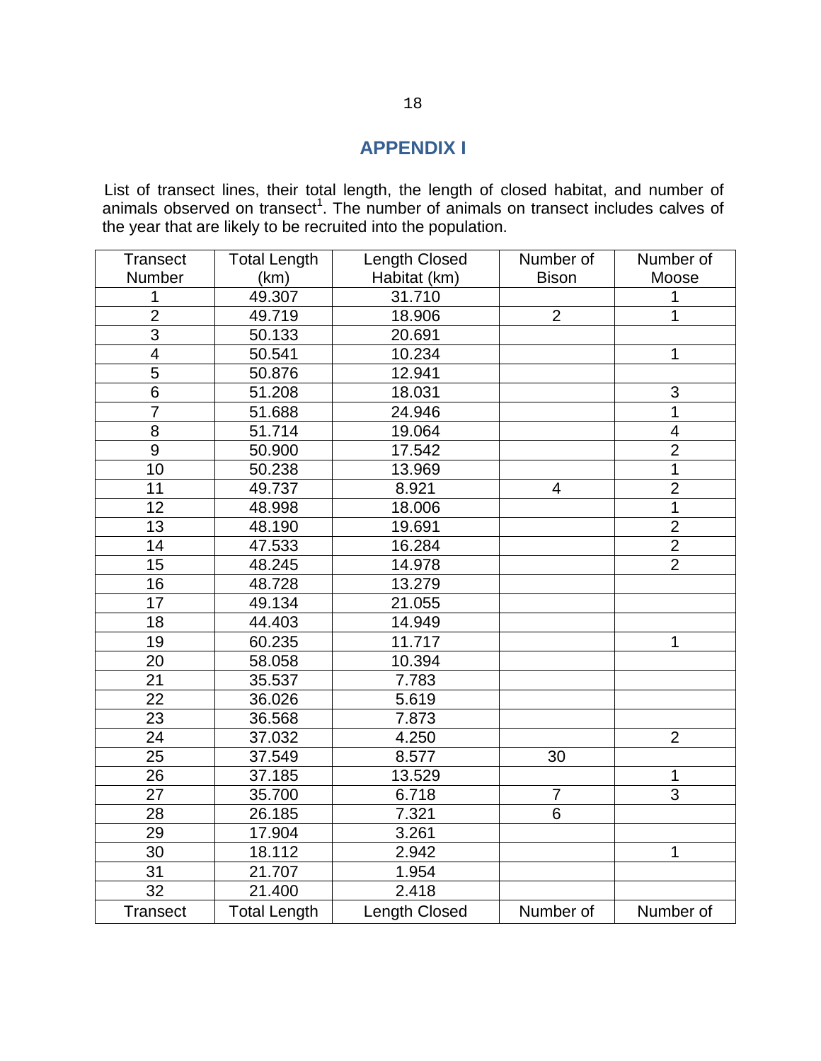# APPENDIX I

List of transect lines, their total length, the length of closed habitat, and number of animals observed on transect[1]. The number of animals on transect includes calves of the year that are likely to be recruited into the population.

| Transect Number | Total Length (km) | Length Closed Habitat (km) | Number of Bison | Number of Moose |
|---|---|---|---|---|
| 1 | 49.307 | 31.710 | | 1 |
| 2 | 49.719 | 18.906 | 2 | 1 |
| 3 | 50.133 | 20.691 | | |
| 4 | 50.541 | 10.234 | | 1 |
| 5 | 50.876 | 12.941 | | |
| 6 | 51.208 | 18.031 | | 3 |
| 7 | 51.688 | 24.946 | | 1 |
| 8 | 51.714 | 19.064 | | 4 |
| 9 | 50.900 | 17.542 | | 2 |
| 10 | 50.238 | 13.969 | | 1 |
| 11 | 49.737 | 8.921 | 4 | 2 |
| 12 | 48.998 | 18.006 | | 1 |
| 13 | 48.190 | 19.691 | | 2 |
| 14 | 47.533 | 16.284 | | 2 |
| 15 | 48.245 | 14.978 | | 2 |
| 16 | 48.728 | 13.279 | | |
| 17 | 49.134 | 21.055 | | |
| 18 | 44.403 | 14.949 | | |
| 19 | 60.235 | 11.717 | | 1 |
| 20 | 58.058 | 10.394 | | |
| 21 | 35.537 | 7.783 | | |
| 22 | 36.026 | 5.619 | | |
| 23 | 36.568 | 7.873 | | |
| 24 | 37.032 | 4.250 | | 2 |
| 25 | 37.549 | 8.577 | 30 | |
| 26 | 37.185 | 13.529 | | 1 |
| 27 | 35.700 | 6.718 | 7 | 3 |
| 28 | 26.185 | 7.321 | 6 | |
| 29 | 17.904 | 3.261 | | |
| 30 | 18.112 | 2.942 | | 1 |
| 31 | 21.707 | 1.954 | | |
| 32 | 21.400 | 2.418 | | |
| Transect | Total Length | Length Closed | Number of | Number of |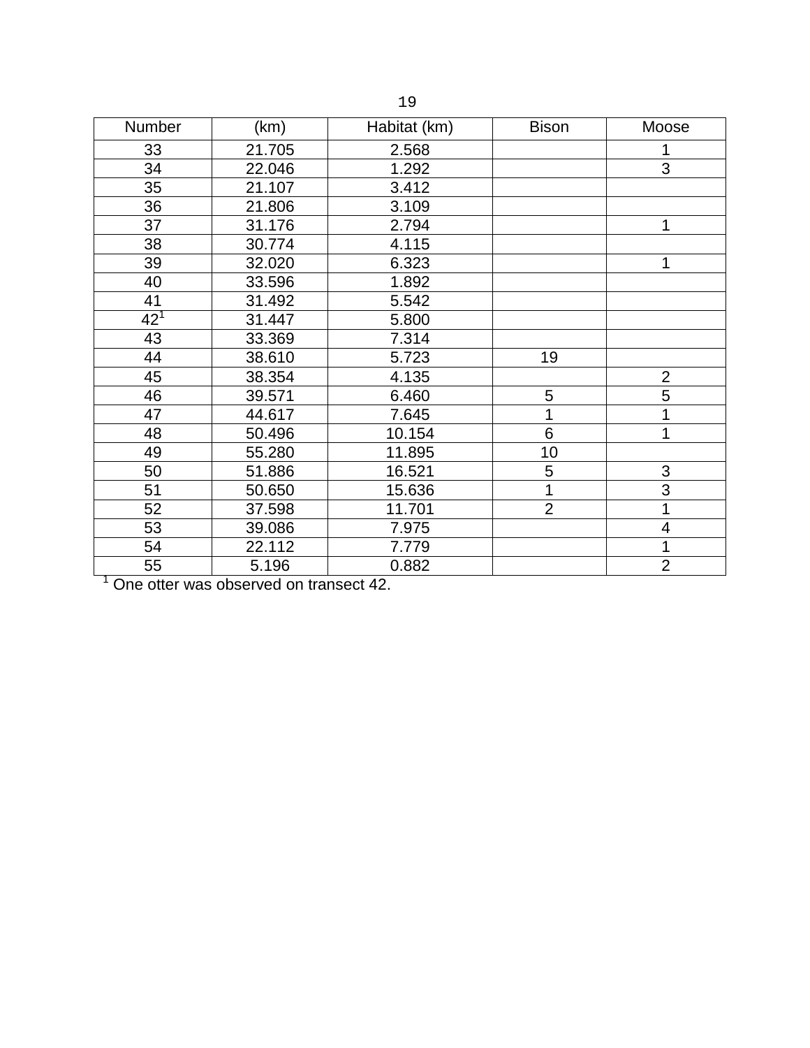| Number | (km) | Habitat (km) | Bison | Moose |
|---|---|---|---|---|
| 33 | 21.705 | 2.568 | | 1 |
| 34 | 22.046 | 1.292 | | 3 |
| 35 | 21.107 | 3.412 | | |
| 36 | 21.806 | 3.109 | | |
| 37 | 31.176 | 2.794 | | 1 |
| 38 | 30.774 | 4.115 | | |
| 39 | 32.020 | 6.323 | | 1 |
| 40 | 33.596 | 1.892 | | |
| 41 | 31.492 | 5.542 | | |
| 42[1] | 31.447 | 5.800 | | |
| 43 | 33.369 | 7.314 | | |
| 44 | 38.610 | 5.723 | 19 | |
| 45 | 38.354 | 4.135 | | 2 |
| 46 | 39.571 | 6.460 | 5 | 5 |
| 47 | 44.617 | 7.645 | 1 | 1 |
| 48 | 50.496 | 10.154 | 6 | 1 |
| 49 | 55.280 | 11.895 | 10 | |
| 50 | 51.886 | 16.521 | 5 | 3 |
| 51 | 50.650 | 15.636 | 1 | 3 |
| 52 | 37.598 | 11.701 | 2 | 1 |
| 53 | 39.086 | 7.975 | | 4 |
| 54 | 22.112 | 7.779 | | 1 |
| 55 | 5.196 | 0.882 | | 2 |

[1] One otter was observed on transect 42.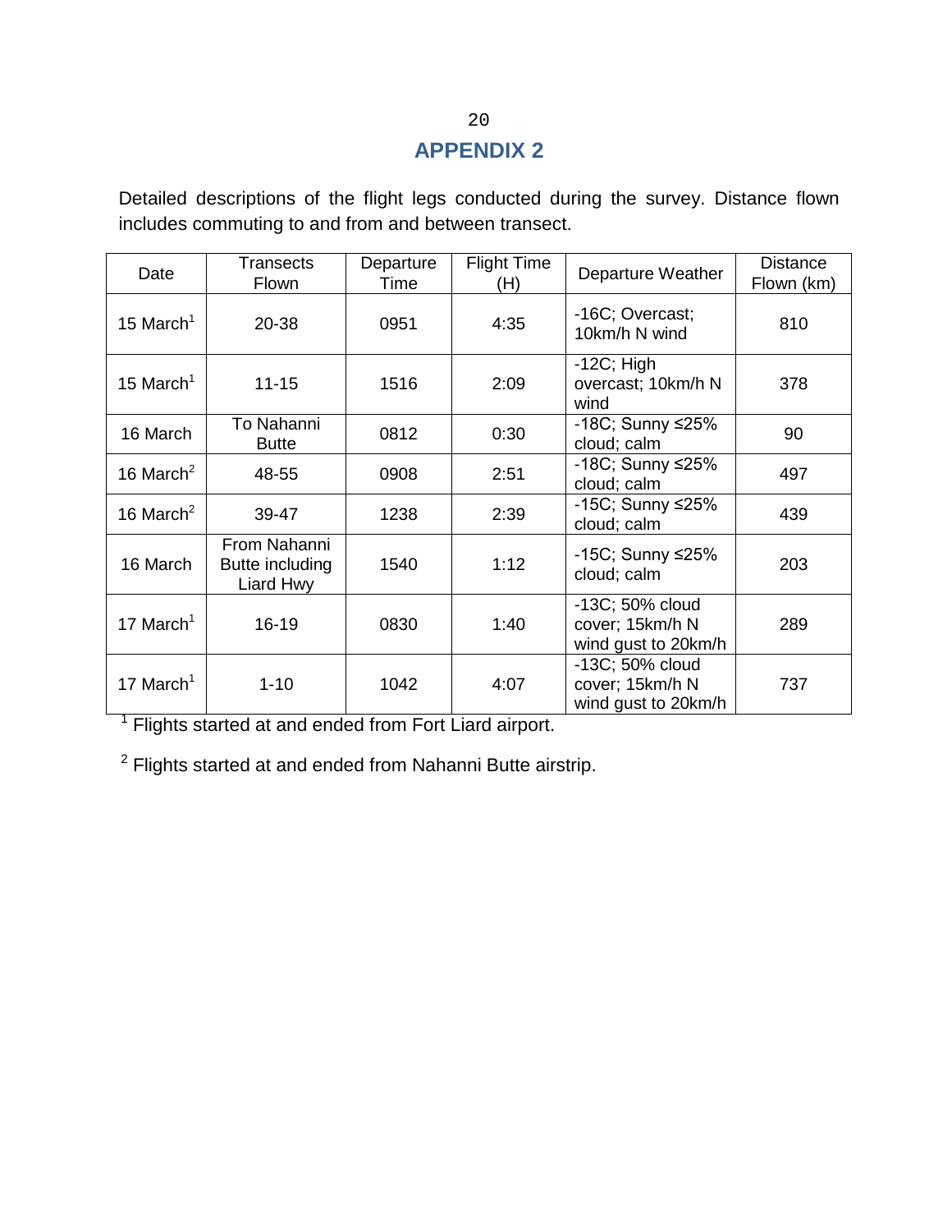## APPENDIX 2

Detailed descriptions of the flight legs conducted during the survey. Distance flown includes commuting to and from and between transect.

| Date | Transects Flown | Departure Time | Flight Time (H) | Departure Weather | Distance Flown (km) |
|---|---|---|---|---|---|
| 15 March[1] | 20-38 | 0951 | 4:35 | -16C; Overcast; 10km/h N wind | 810 |
| 15 March[1] | 11-15 | 1516 | 2:09 | -12C; High overcast; 10km/h N wind | 378 |
| 16 March | To Nahanni Butte | 0812 | 0:30 | -18C; Sunny ≤25% cloud; calm | 90 |
| 16 March[2] | 48-55 | 0908 | 2:51 | -18C; Sunny ≤25% cloud; calm | 497 |
| 16 March[2] | 39-47 | 1238 | 2:39 | -15C; Sunny ≤25% cloud; calm | 439 |
| 16 March | From Nahanni Butte including Liard Hwy | 1540 | 1:12 | -15C; Sunny ≤25% cloud; calm | 203 |
| 17 March[1] | 16-19 | 0830 | 1:40 | -13C; 50% cloud cover; 15km/h N wind gust to 20km/h | 289 |
| 17 March[1] | 1-10 | 1042 | 4:07 | -13C; 50% cloud cover; 15km/h N wind gust to 20km/h | 737 |

[1] Flights started at and ended from Fort Liard airport.

[2] Flights started at and ended from Nahanni Butte airstrip.